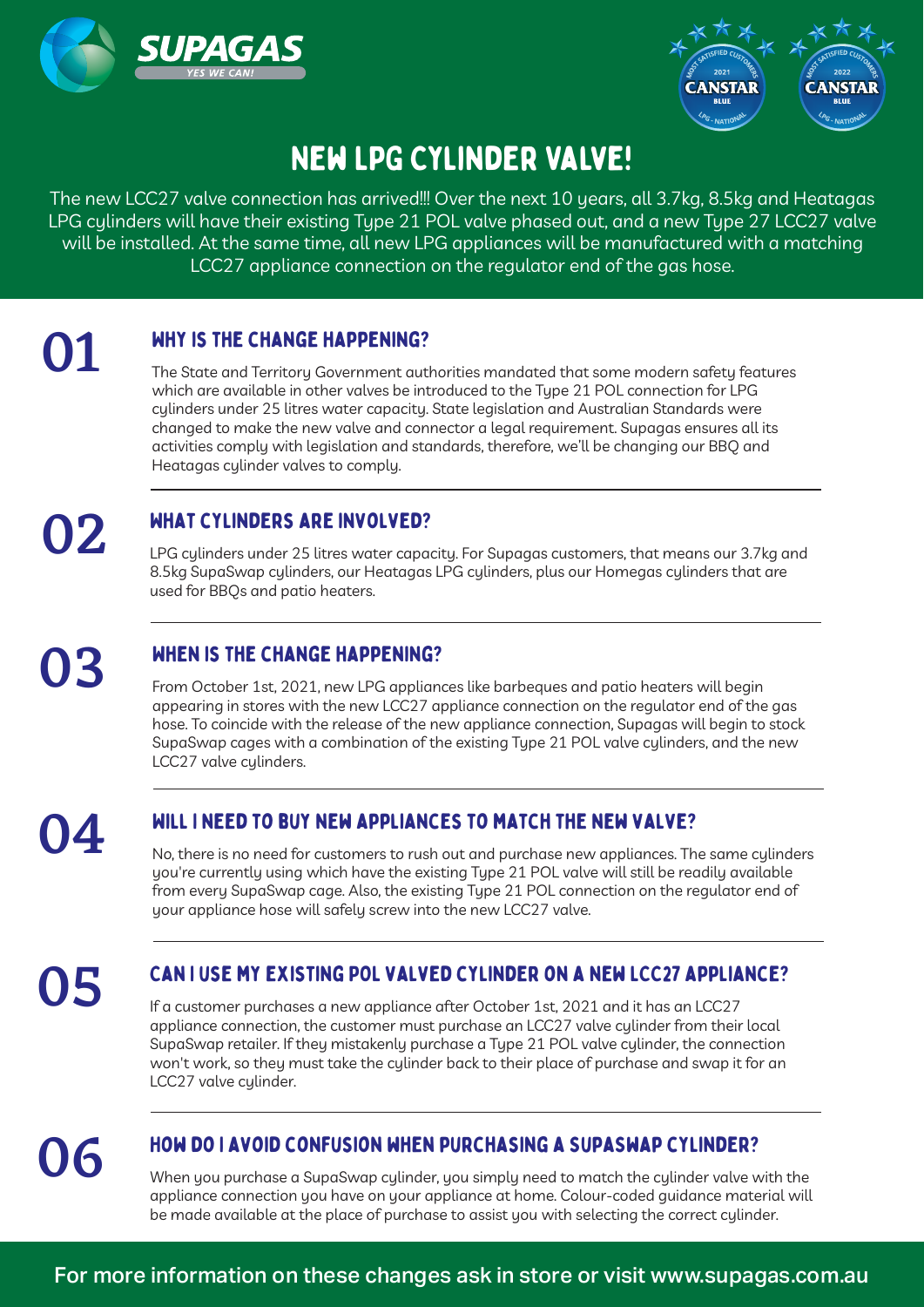SUPAGAS

YES WE CAN!

# NEW LPG CYLINDER VALVE!

The new LCC27 valve connection has arrived!!! Over the next 10 years, all 3.7kg, 8.5kg and Heatagas LPG cylinders will have their existing Type 21 POL valve phased out, and a new Type 27 LCC27 valve will be installed. At the same time, all new LPG appliances will be manufactured with a matching LCC27 appliance connection on the regulator end of the gas hose.

## 01 WHY IS THE CHANGE HAPPENING?

The State and Territory Government authorities mandated that some modern safety features which are available in other valves be introduced to the Type 21 POL connection for LPG cylinders under 25 litres water capacity. State legislation and Australian Standards were changed to make the new valve and connector a legal requirement. Supagas ensures all its activities comply with legislation and standards, therefore, we'll be changing our BBQ and Heatagas cylinder valves to comply.

## 02 WHAT CYLINDERS ARE INVOLVED?

LPG cylinders under 25 litres water capacity. For Supagas customers, that means our 3.7kg and 8.5kg SupaSwap cylinders, our Heatagas LPG cylinders, plus our Homegas cylinders that are used for BBQs and patio heaters.

## 03 WHEN IS THE CHANGE HAPPENING?

From October 1st, 2021, new LPG appliances like barbeques and patio heaters will begin appearing in stores with the new LCC27 appliance connection on the regulator end of the gas hose. To coincide with the release of the new appliance connection, Supagas will begin to stock SupaSwap cages with a combination of the existing Type 21 POL valve cylinders, and the new LCC27 valve cylinders.

## 04 WILL I NEED TO BUY NEW APPLIANCES TO MATCH THE NEW VALVE?

No, there is no need for customers to rush out and purchase new appliances. The same cylinders you're currently using which have the existing Type 21 POL valve will still be readily available from every SupaSwap cage. Also, the existing Type 21 POL connection on the regulator end of your appliance hose will safely screw into the new LCC27 valve.

## 05 CAN I USE MY EXISTING POL VALVED CYLINDER ON A NEW LCC27 APPLIANCE?

If a customer purchases a new appliance after October 1st, 2021 and it has an LCC27 appliance connection, the customer must purchase an LCC27 valve cylinder from their local SupaSwap retailer. If they mistakenly purchase a Type 21 POL valve cylinder, the connection won't work, so they must take the cylinder back to their place of purchase and swap it for an LCC27 valve cylinder.

## 06 HOW DO I AVOID CONFUSION WHEN PURCHASING A SUPASWAP CYLINDER?

When you purchase a SupaSwap cylinder, you simply need to match the cylinder valve with the appliance connection you have on your appliance at home. Colour-coded guidance material will be made available at the place of purchase to assist you with selecting the correct cylinder.

**For more information on these changes ask in store or visit www.supagas.com.au**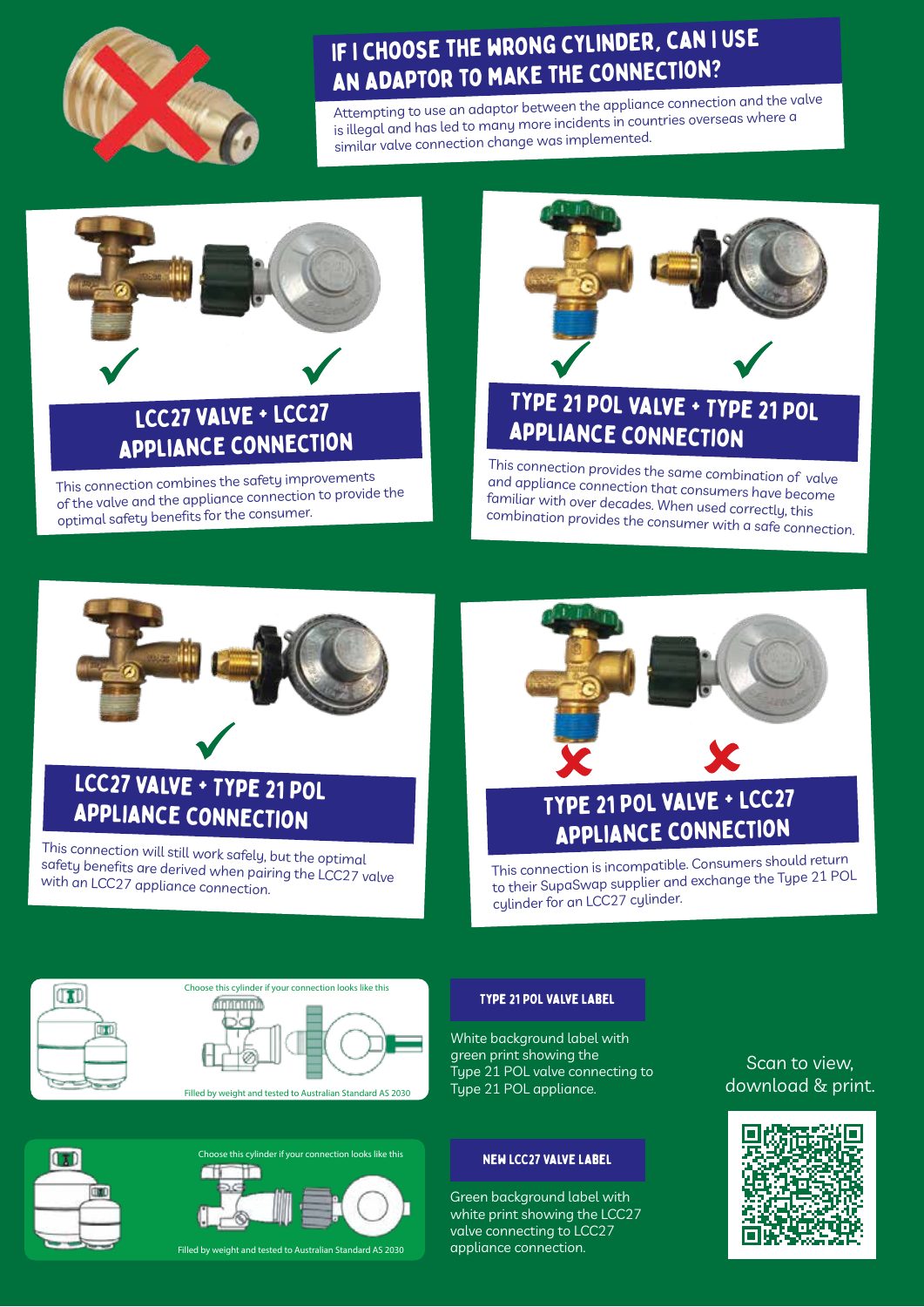## IF I CHOOSE THE WRONG CYLINDER, CAN I USE AN ADAPTOR TO MAKE THE CONNECTION?

Attempting to use an adaptor between the appliance connection and the valve is illegal and has led to many more incidents in countries overseas where a similar valve connection change was implemented.

## LCC27 VALVE + LCC27 APPLIANCE CONNECTION

This connection combines the safety improvements of the valve and the appliance connection to provide the optimal safety benefits for the consumer.

## TYPE 21 POL VALVE + TYPE 21 POL APPLIANCE CONNECTION

This connection provides the same combination of valve and appliance connection that consumers have become familiar with over decades. When used correctly, this combination provides the consumer with a safe connection.

## LCC27 VALVE + TYPE 21 POL APPLIANCE CONNECTION

This connection will still work safely, but the optimal safety benefits are derived when pairing the LCC27 valve with an LCC27 appliance connection.

## TYPE 21 POL VALVE + LCC27 APPLIANCE CONNECTION

This connection is incompatible. Consumers should return to their SupaSwap supplier and exchange the Type 21 POL cylinder for an LCC27 cylinder.

Choose this cylinder if your connection looks like this

Filled by weight and tested to Australian Standard AS 2030

### TYPE 21 POL VALVE LABEL

White background label with green print showing the Type 21 POL valve connecting to Type 21 POL appliance.

Choose this cylinder if your connection looks like this

Filled by weight and tested to Australian Standard AS 2030

### NEW LCC27 VALVE LABEL

Green background label with white print showing the LCC27 valve connecting to LCC27 appliance connection.

Scan to view, download & print.